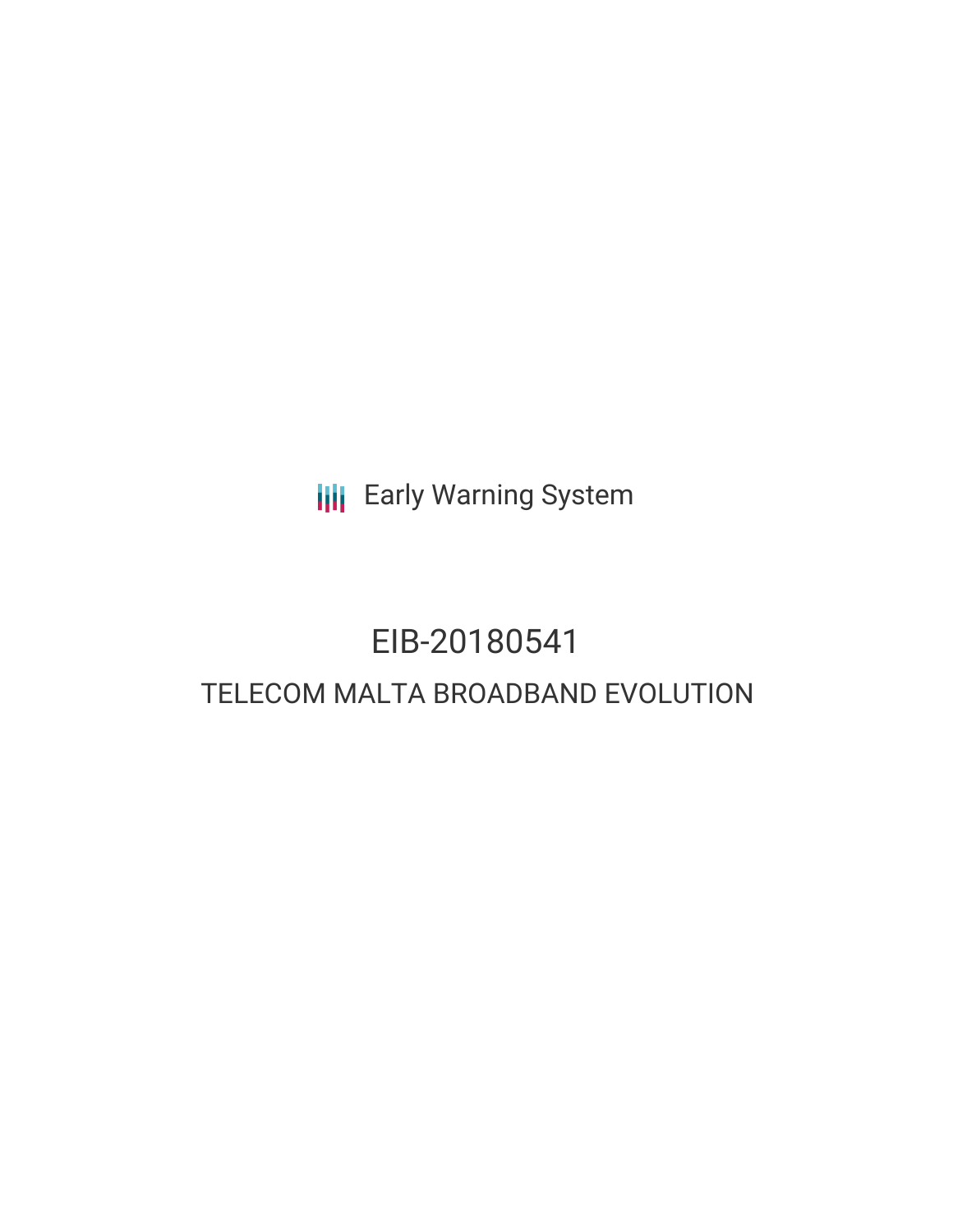Early Warning System

# EIB-20180541

## TELECOM MALTA BROADBAND EVOLUTION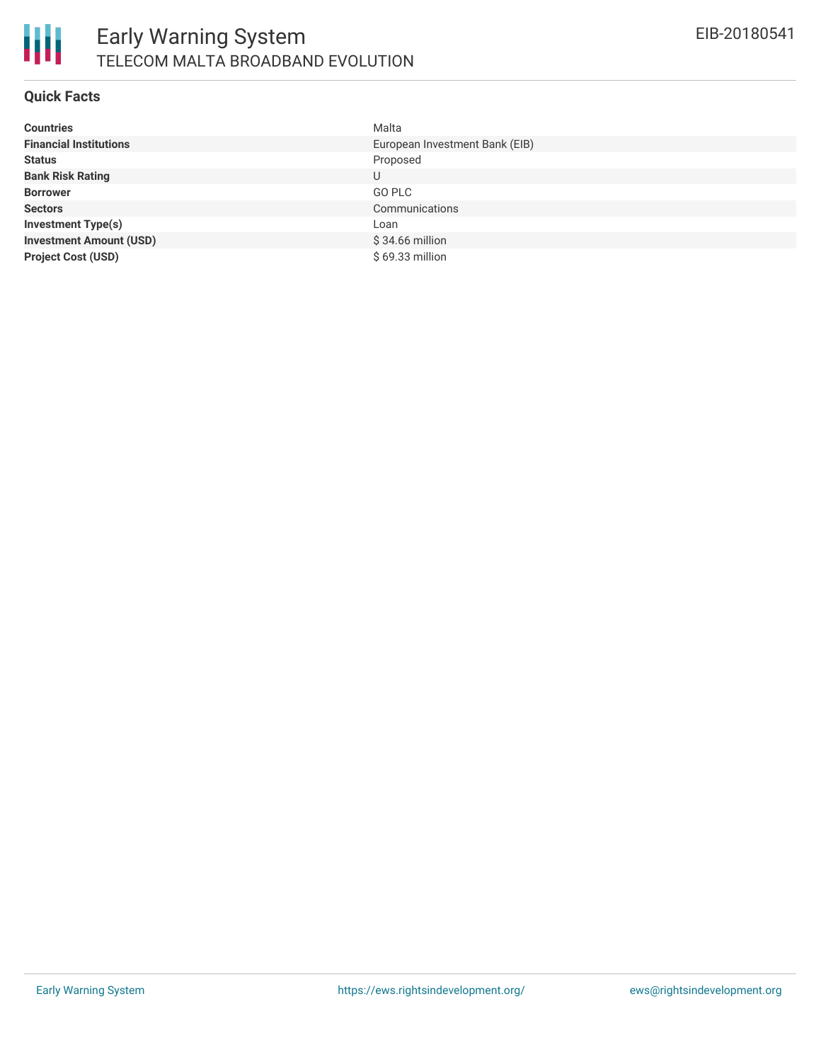# Early Warning System

## TELECOM MALTA BROADBAND EVOLUTION

EIB-20180541

### Quick Facts

| | |
|---|---|
| **Countries** | Malta |
| **Financial Institutions** | European Investment Bank (EIB) |
| **Status** | Proposed |
| **Bank Risk Rating** | U |
| **Borrower** | GO PLC |
| **Sectors** | Communications |
| **Investment Type(s)** | Loan |
| **Investment Amount (USD)** | $ 34.66 million |
| **Project Cost (USD)** | $ 69.33 million |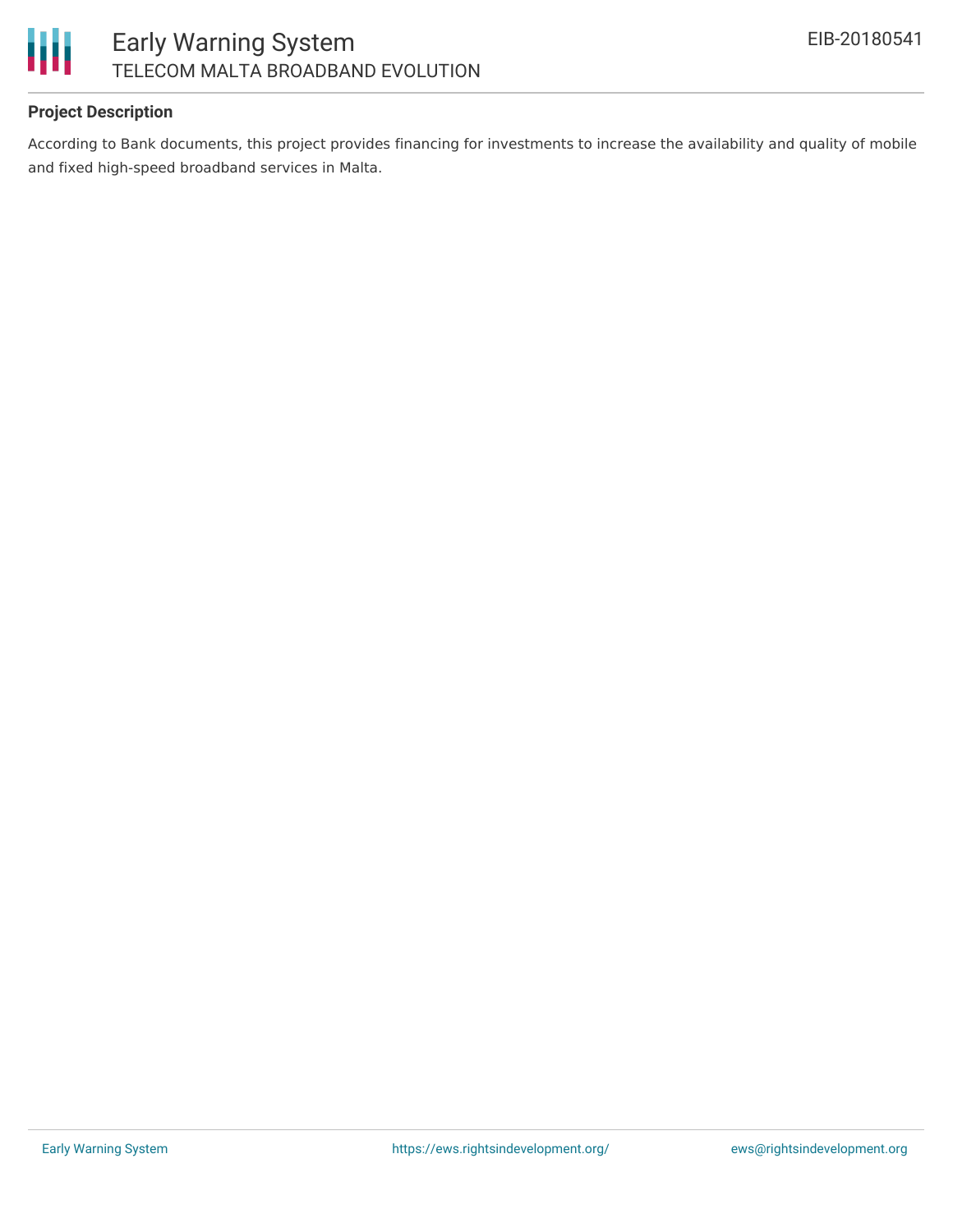### Project Description

According to Bank documents, this project provides financing for investments to increase the availability and quality of mobile and fixed high-speed broadband services in Malta.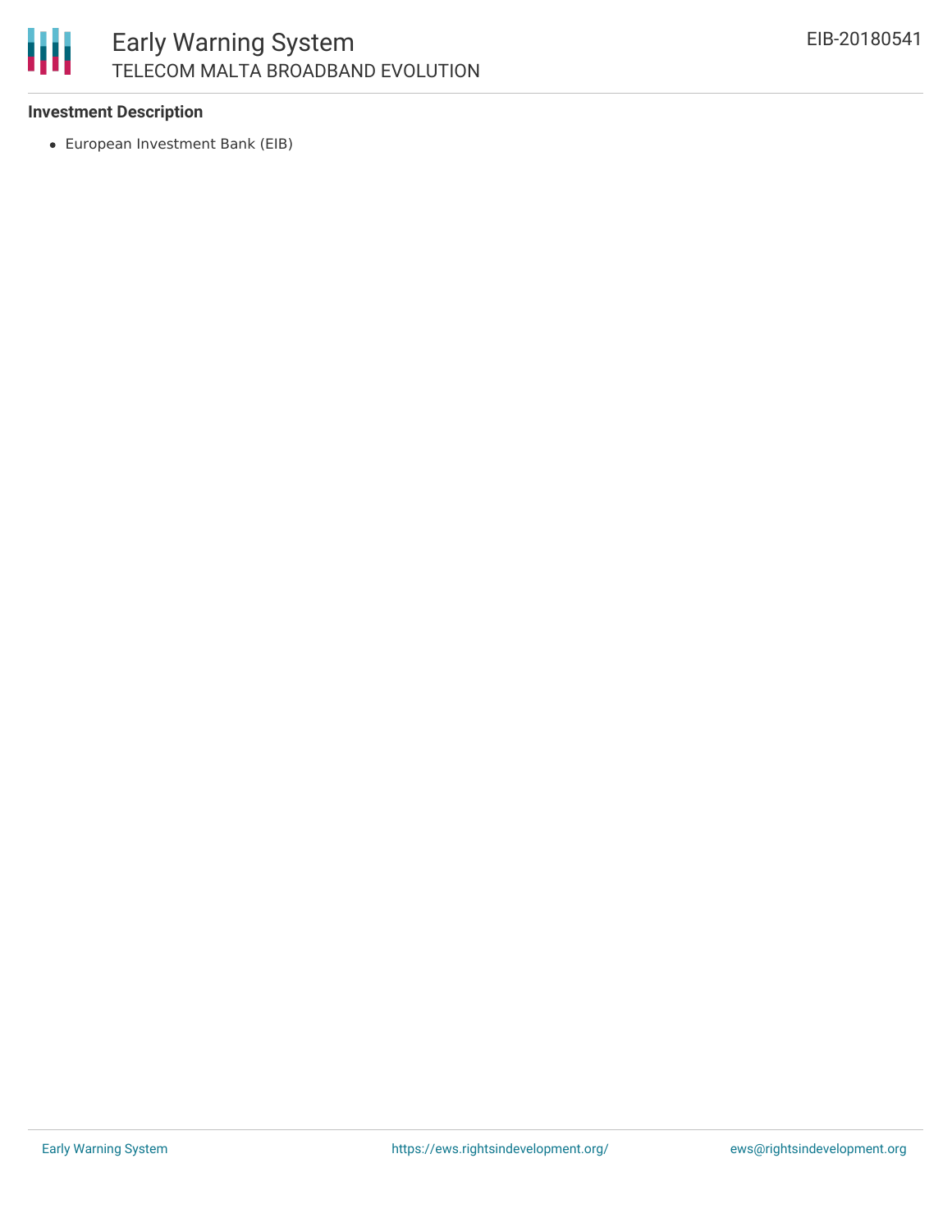### Investment Description

- European Investment Bank (EIB)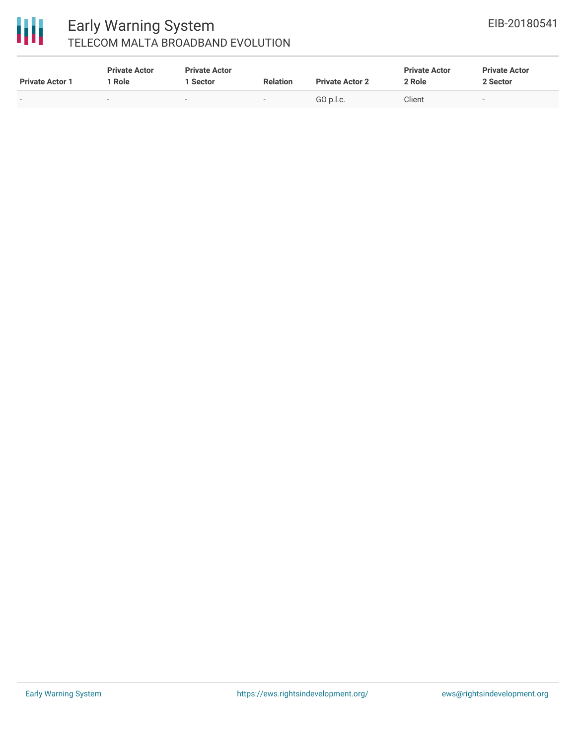| Private Actor 1 | Private Actor 1 Role | Private Actor 1 Sector | Relation | Private Actor 2 | Private Actor 2 Role | Private Actor 2 Sector |
|---|---|---|---|---|---|---|
| - | - | - | - | GO p.l.c. | Client | - |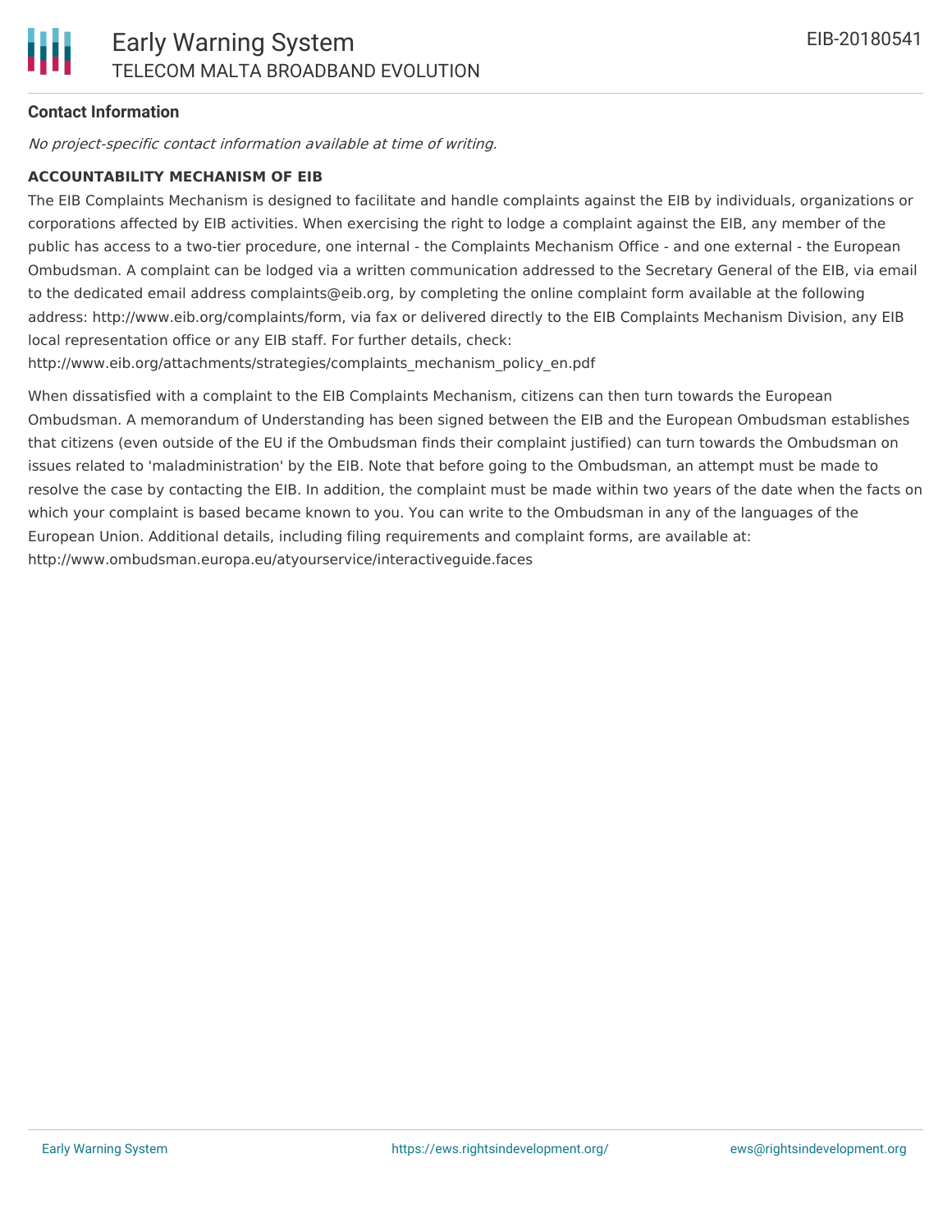### Contact Information

*No project-specific contact information available at time of writing.*

**ACCOUNTABILITY MECHANISM OF EIB**

The EIB Complaints Mechanism is designed to facilitate and handle complaints against the EIB by individuals, organizations or corporations affected by EIB activities. When exercising the right to lodge a complaint against the EIB, any member of the public has access to a two-tier procedure, one internal - the Complaints Mechanism Office - and one external - the European Ombudsman. A complaint can be lodged via a written communication addressed to the Secretary General of the EIB, via email to the dedicated email address complaints@eib.org, by completing the online complaint form available at the following address: http://www.eib.org/complaints/form, via fax or delivered directly to the EIB Complaints Mechanism Division, any EIB local representation office or any EIB staff. For further details, check: http://www.eib.org/attachments/strategies/complaints_mechanism_policy_en.pdf

When dissatisfied with a complaint to the EIB Complaints Mechanism, citizens can then turn towards the European Ombudsman. A memorandum of Understanding has been signed between the EIB and the European Ombudsman establishes that citizens (even outside of the EU if the Ombudsman finds their complaint justified) can turn towards the Ombudsman on issues related to 'maladministration' by the EIB. Note that before going to the Ombudsman, an attempt must be made to resolve the case by contacting the EIB. In addition, the complaint must be made within two years of the date when the facts on which your complaint is based became known to you. You can write to the Ombudsman in any of the languages of the European Union. Additional details, including filing requirements and complaint forms, are available at: http://www.ombudsman.europa.eu/atyourservice/interactiveguide.faces